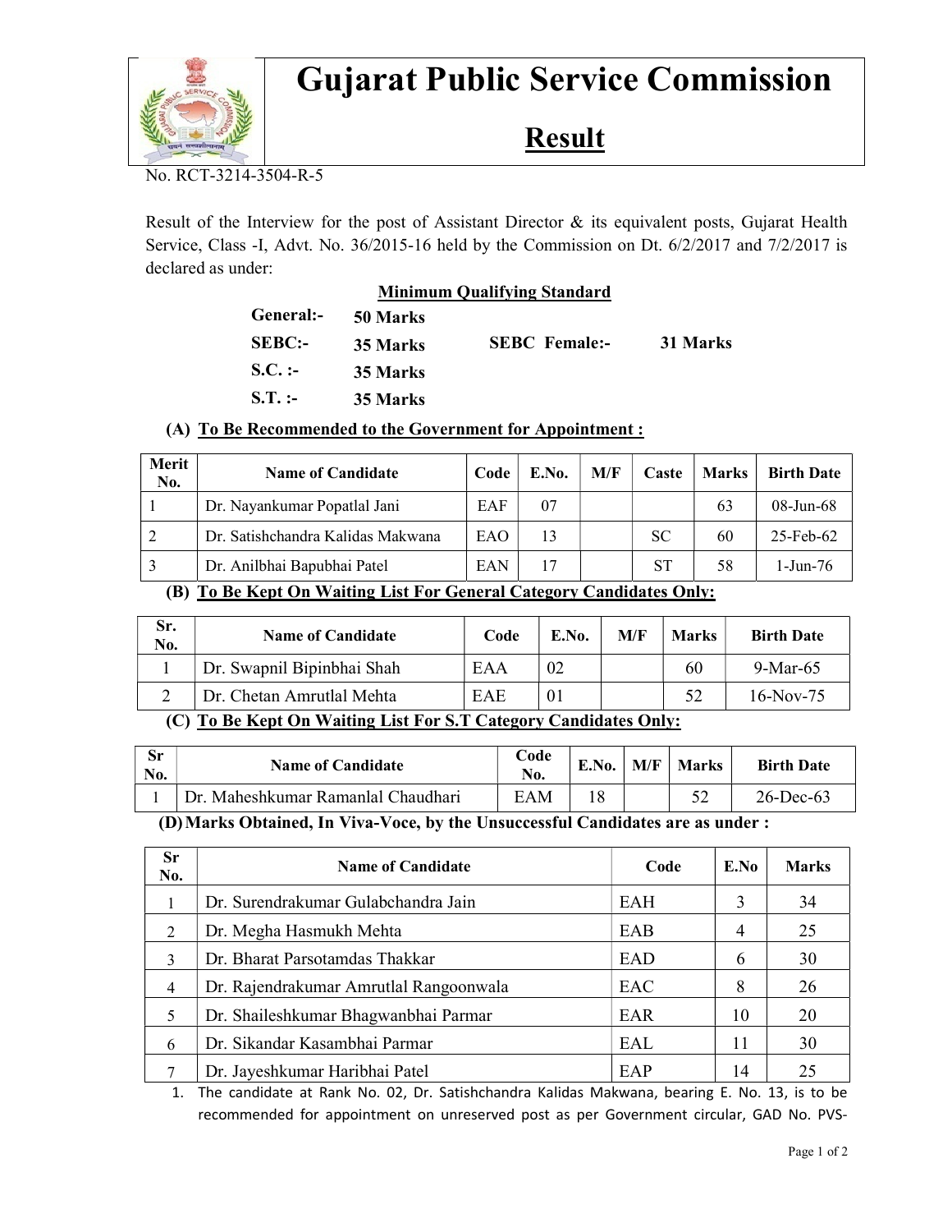# Gujarat Public Service Commission

## Result

No. RCT-3214-3504-R-5

Result of the Interview for the post of Assistant Director & its equivalent posts, Gujarat Health Service, Class -I, Advt. No. 36/2015-16 held by the Commission on Dt. 6/2/2017 and 7/2/2017 is declared as under:

**Minimum Qualifying Standard**

| | | | |
|---|---|---|---|
| **General:-** | **50 Marks** | | |
| **SEBC:-** | **35 Marks** | **SEBC Female:-** | **31 Marks** |
| **S.C. :-** | **35 Marks** | | |
| **S.T. :-** | **35 Marks** | | |

**(A) To Be Recommended to the Government for Appointment :**

| Merit No. | Name of Candidate | Code | E.No. | M/F | Caste | Marks | Birth Date |
|---|---|---|---|---|---|---|---|
| 1 | Dr. Nayankumar Popatlal Jani | EAF | 07 | | | 63 | 08-Jun-68 |
| 2 | Dr. Satishchandra Kalidas Makwana | EAO | 13 | | SC | 60 | 25-Feb-62 |
| 3 | Dr. Anilbhai Bapubhai Patel | EAN | 17 | | ST | 58 | 1-Jun-76 |

**(B) To Be Kept On Waiting List For General Category Candidates Only:**

| Sr. No. | Name of Candidate | Code | E.No. | M/F | Marks | Birth Date |
|---|---|---|---|---|---|---|
| 1 | Dr. Swapnil Bipinbhai Shah | EAA | 02 | | 60 | 9-Mar-65 |
| 2 | Dr. Chetan Amrutlal Mehta | EAE | 01 | | 52 | 16-Nov-75 |

**(C) To Be Kept On Waiting List For S.T Category Candidates Only:**

| Sr No. | Name of Candidate | Code No. | E.No. | M/F | Marks | Birth Date |
|---|---|---|---|---|---|---|
| 1 | Dr. Maheshkumar Ramanlal Chaudhari | EAM | 18 | | 52 | 26-Dec-63 |

**(D) Marks Obtained, In Viva-Voce, by the Unsuccessful Candidates are as under :**

| Sr No. | Name of Candidate | Code | E.No | Marks |
|---|---|---|---|---|
| 1 | Dr. Surendrakumar Gulabchandra Jain | EAH | 3 | 34 |
| 2 | Dr. Megha Hasmukh Mehta | EAB | 4 | 25 |
| 3 | Dr. Bharat Parsotamdas Thakkar | EAD | 6 | 30 |
| 4 | Dr. Rajendrakumar Amrutlal Rangoonwala | EAC | 8 | 26 |
| 5 | Dr. Shaileshkumar Bhagwanbhai Parmar | EAR | 10 | 20 |
| 6 | Dr. Sikandar Kasambhai Parmar | EAL | 11 | 30 |
| 7 | Dr. Jayeshkumar Haribhai Patel | EAP | 14 | 25 |

1. The candidate at Rank No. 02, Dr. Satishchandra Kalidas Makwana, bearing E. No. 13, is to be recommended for appointment on unreserved post as per Government circular, GAD No. PVS-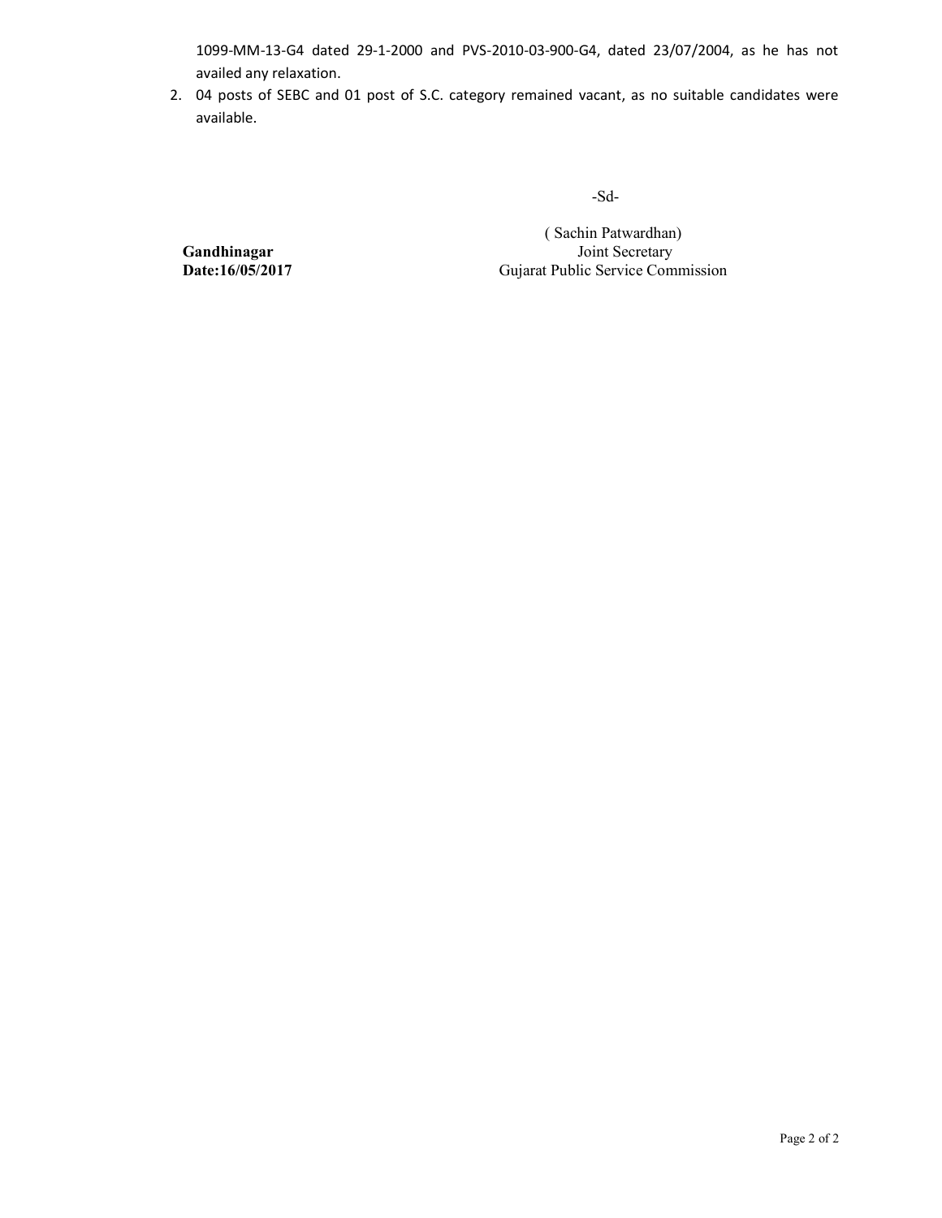1099-MM-13-G4 dated 29-1-2000 and PVS-2010-03-900-G4, dated 23/07/2004, as he has not availed any relaxation.

2. 04 posts of SEBC and 01 post of S.C. category remained vacant, as no suitable candidates were available.

-Sd-

( Sachin Patwardhan)
Joint Secretary
Gujarat Public Service Commission

**Gandhinagar**
**Date:16/05/2017**